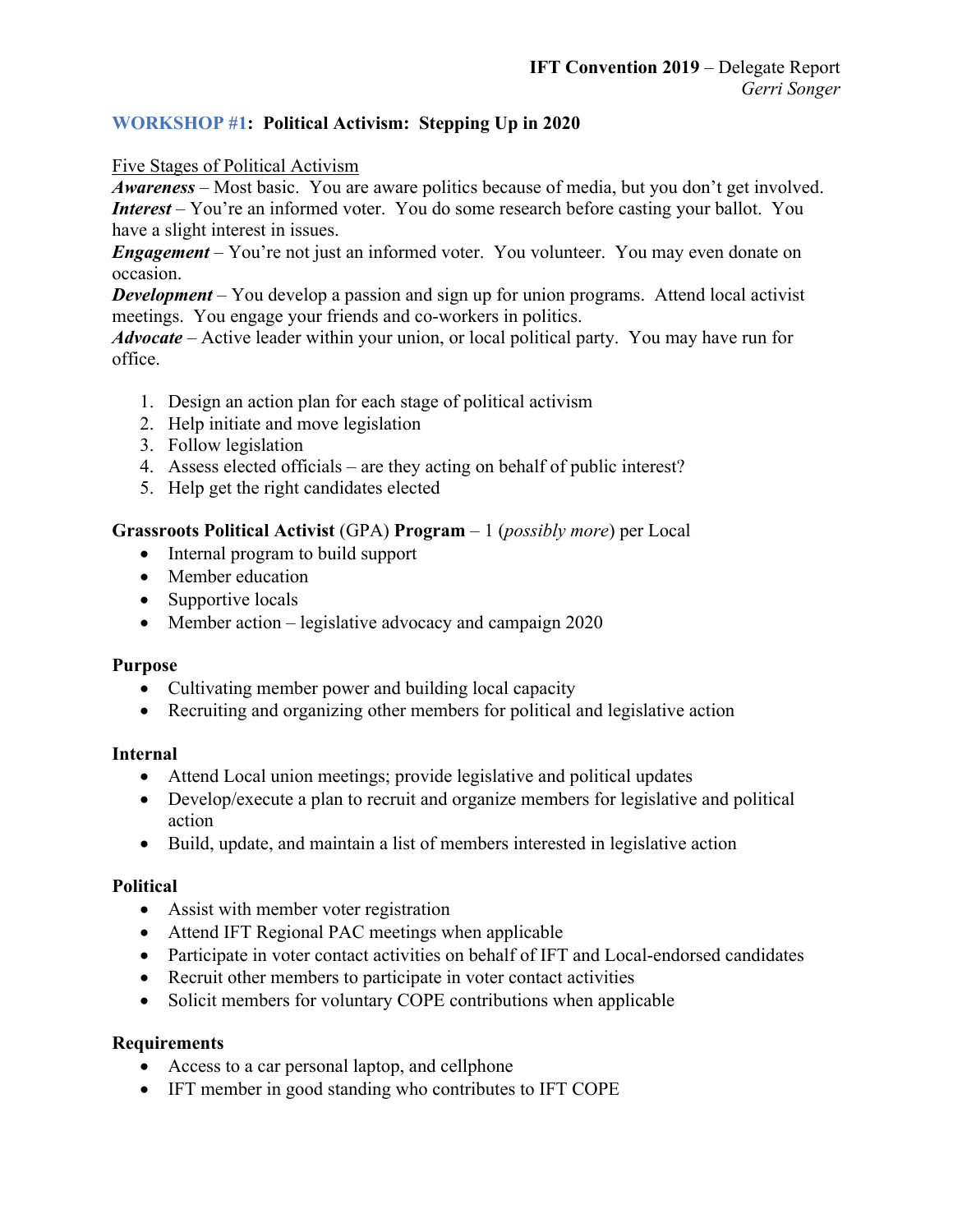**IFT Convention 2019** – Delegate Report
*Gerri Songer*

## WORKSHOP #1: Political Activism: Stepping Up in 2020

Five Stages of Political Activism

***Awareness*** – Most basic. You are aware politics because of media, but you don't get involved.
***Interest*** – You're an informed voter. You do some research before casting your ballot. You have a slight interest in issues.
***Engagement*** – You're not just an informed voter. You volunteer. You may even donate on occasion.
***Development*** – You develop a passion and sign up for union programs. Attend local activist meetings. You engage your friends and co-workers in politics.
***Advocate*** – Active leader within your union, or local political party. You may have run for office.

1. Design an action plan for each stage of political activism
2. Help initiate and move legislation
3. Follow legislation
4. Assess elected officials – are they acting on behalf of public interest?
5. Help get the right candidates elected

**Grassroots Political Activist** (GPA) **Program** – 1 (*possibly more*) per Local

- Internal program to build support
- Member education
- Supportive locals
- Member action – legislative advocacy and campaign 2020

### Purpose

- Cultivating member power and building local capacity
- Recruiting and organizing other members for political and legislative action

### Internal

- Attend Local union meetings; provide legislative and political updates
- Develop/execute a plan to recruit and organize members for legislative and political action
- Build, update, and maintain a list of members interested in legislative action

### Political

- Assist with member voter registration
- Attend IFT Regional PAC meetings when applicable
- Participate in voter contact activities on behalf of IFT and Local-endorsed candidates
- Recruit other members to participate in voter contact activities
- Solicit members for voluntary COPE contributions when applicable

### Requirements

- Access to a car personal laptop, and cellphone
- IFT member in good standing who contributes to IFT COPE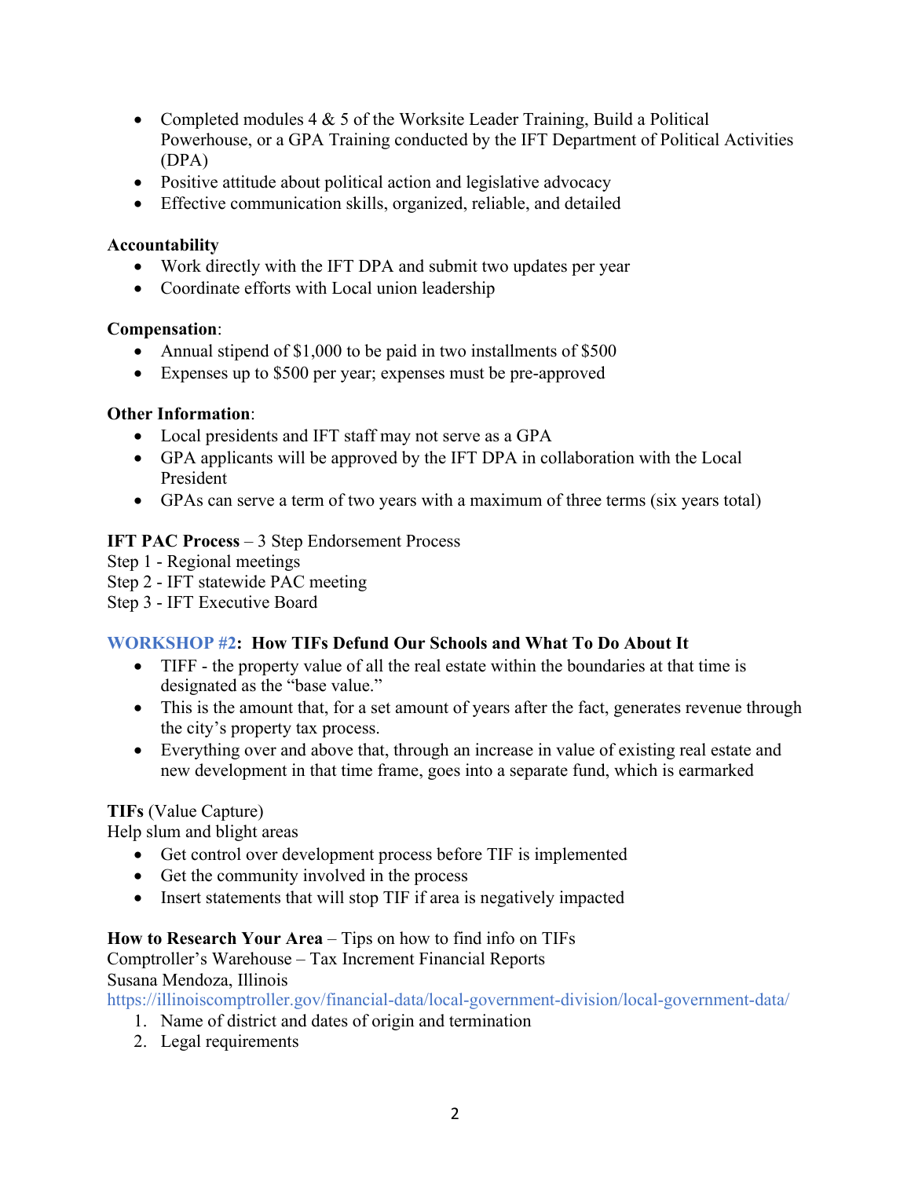- Completed modules 4 & 5 of the Worksite Leader Training, Build a Political Powerhouse, or a GPA Training conducted by the IFT Department of Political Activities (DPA)
- Positive attitude about political action and legislative advocacy
- Effective communication skills, organized, reliable, and detailed

**Accountability**

- Work directly with the IFT DPA and submit two updates per year
- Coordinate efforts with Local union leadership

**Compensation**:

- Annual stipend of $1,000 to be paid in two installments of $500
- Expenses up to $500 per year; expenses must be pre-approved

**Other Information**:

- Local presidents and IFT staff may not serve as a GPA
- GPA applicants will be approved by the IFT DPA in collaboration with the Local President
- GPAs can serve a term of two years with a maximum of three terms (six years total)

**IFT PAC Process** – 3 Step Endorsement Process
Step 1 - Regional meetings
Step 2 - IFT statewide PAC meeting
Step 3 - IFT Executive Board

## WORKSHOP #2: How TIFs Defund Our Schools and What To Do About It

- TIFF - the property value of all the real estate within the boundaries at that time is designated as the "base value."
- This is the amount that, for a set amount of years after the fact, generates revenue through the city's property tax process.
- Everything over and above that, through an increase in value of existing real estate and new development in that time frame, goes into a separate fund, which is earmarked

**TIFs** (Value Capture)
Help slum and blight areas

- Get control over development process before TIF is implemented
- Get the community involved in the process
- Insert statements that will stop TIF if area is negatively impacted

**How to Research Your Area** – Tips on how to find info on TIFs
Comptroller's Warehouse – Tax Increment Financial Reports
Susana Mendoza, Illinois
https://illinoiscomptroller.gov/financial-data/local-government-division/local-government-data/

1. Name of district and dates of origin and termination
2. Legal requirements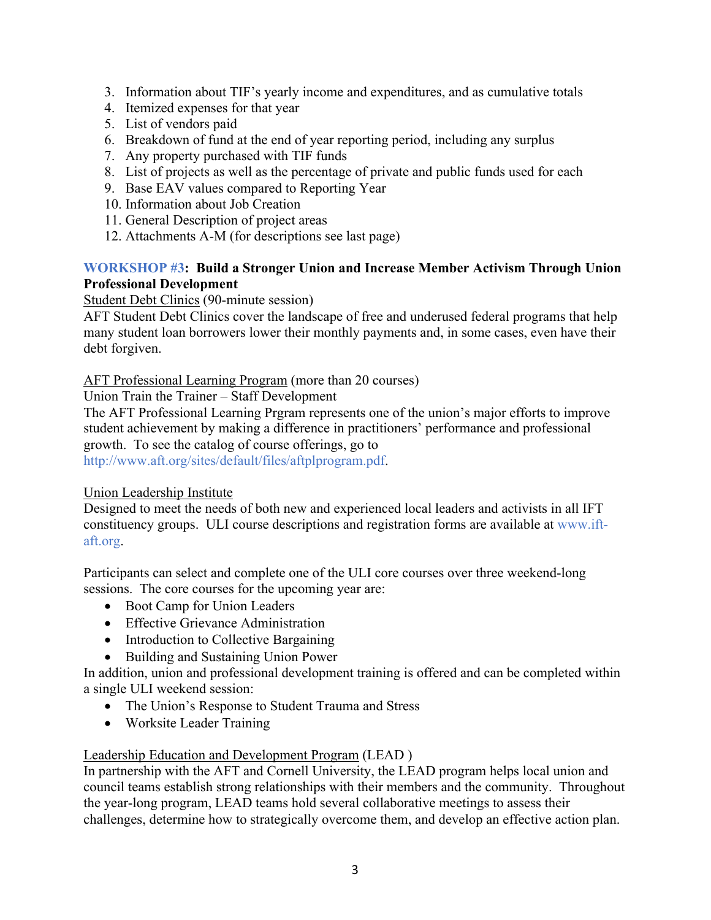3. Information about TIF's yearly income and expenditures, and as cumulative totals
4. Itemized expenses for that year
5. List of vendors paid
6. Breakdown of fund at the end of year reporting period, including any surplus
7. Any property purchased with TIF funds
8. List of projects as well as the percentage of private and public funds used for each
9. Base EAV values compared to Reporting Year
10. Information about Job Creation
11. General Description of project areas
12. Attachments A-M (for descriptions see last page)

**WORKSHOP #3: Build a Stronger Union and Increase Member Activism Through Union Professional Development**

Student Debt Clinics (90-minute session)
AFT Student Debt Clinics cover the landscape of free and underused federal programs that help many student loan borrowers lower their monthly payments and, in some cases, even have their debt forgiven.

AFT Professional Learning Program (more than 20 courses)
Union Train the Trainer – Staff Development
The AFT Professional Learning Prgram represents one of the union's major efforts to improve student achievement by making a difference in practitioners' performance and professional growth. To see the catalog of course offerings, go to http://www.aft.org/sites/default/files/aftplprogram.pdf.

Union Leadership Institute
Designed to meet the needs of both new and experienced local leaders and activists in all IFT constituency groups. ULI course descriptions and registration forms are available at www.ift-aft.org.

Participants can select and complete one of the ULI core courses over three weekend-long sessions. The core courses for the upcoming year are:

- Boot Camp for Union Leaders
- Effective Grievance Administration
- Introduction to Collective Bargaining
- Building and Sustaining Union Power

In addition, union and professional development training is offered and can be completed within a single ULI weekend session:

- The Union's Response to Student Trauma and Stress
- Worksite Leader Training

Leadership Education and Development Program (LEAD )
In partnership with the AFT and Cornell University, the LEAD program helps local union and council teams establish strong relationships with their members and the community. Throughout the year-long program, LEAD teams hold several collaborative meetings to assess their challenges, determine how to strategically overcome them, and develop an effective action plan.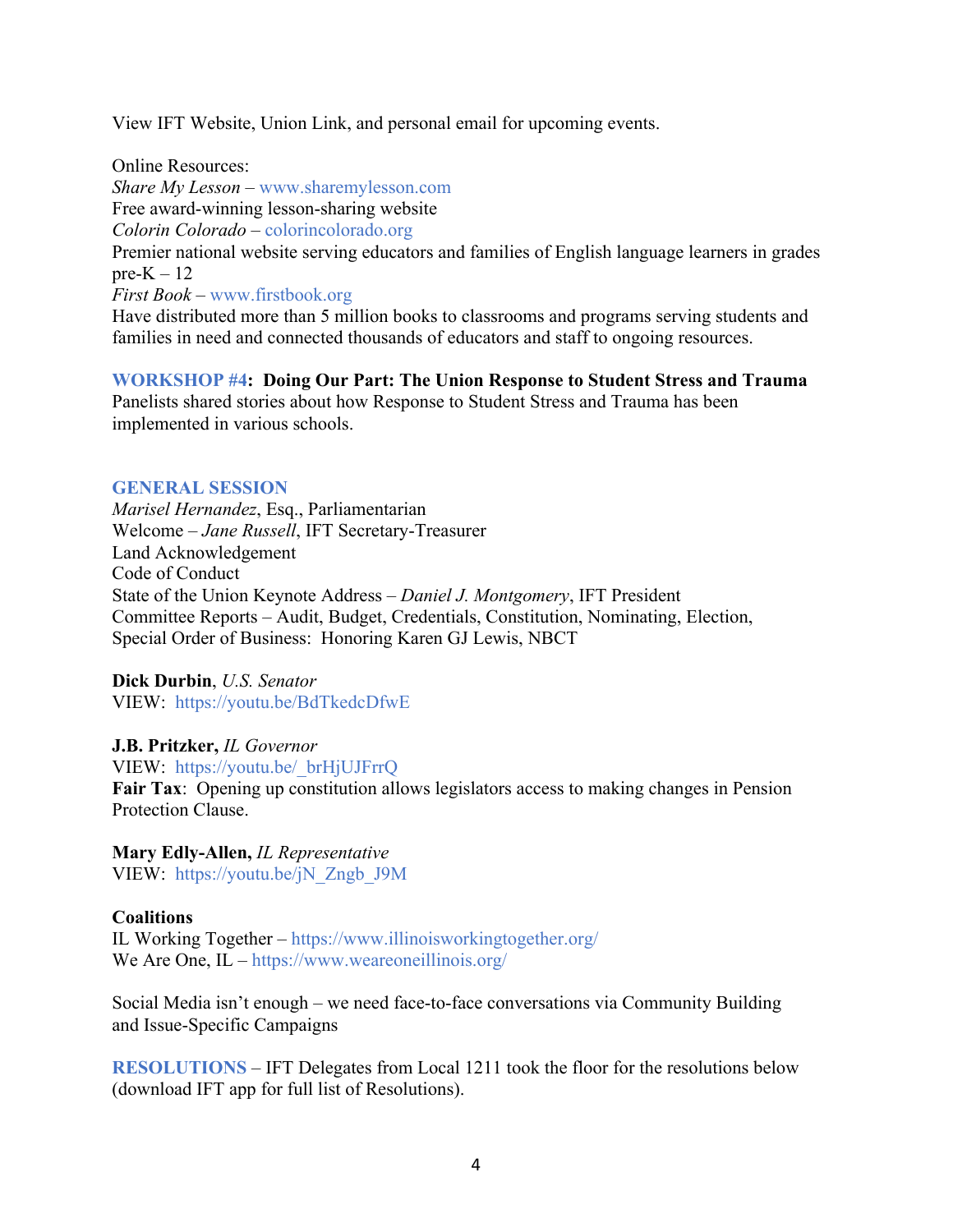View IFT Website, Union Link, and personal email for upcoming events.

Online Resources:
*Share My Lesson* – www.sharemylesson.com
Free award-winning lesson-sharing website
*Colorin Colorado* – colorincolorado.org
Premier national website serving educators and families of English language learners in grades pre-K – 12
*First Book* – www.firstbook.org
Have distributed more than 5 million books to classrooms and programs serving students and families in need and connected thousands of educators and staff to ongoing resources.

**WORKSHOP #4: Doing Our Part: The Union Response to Student Stress and Trauma**
Panelists shared stories about how Response to Student Stress and Trauma has been implemented in various schools.

## GENERAL SESSION

*Marisel Hernandez*, Esq., Parliamentarian
Welcome – *Jane Russell*, IFT Secretary-Treasurer
Land Acknowledgement
Code of Conduct
State of the Union Keynote Address – *Daniel J. Montgomery*, IFT President
Committee Reports – Audit, Budget, Credentials, Constitution, Nominating, Election,
Special Order of Business: Honoring Karen GJ Lewis, NBCT

**Dick Durbin**, *U.S. Senator*
VIEW: https://youtu.be/BdTkedcDfwE

**J.B. Pritzker,** *IL Governor*
VIEW: https://youtu.be/_brHjUJFrrQ
**Fair Tax**: Opening up constitution allows legislators access to making changes in Pension Protection Clause.

**Mary Edly-Allen,** *IL Representative*
VIEW: https://youtu.be/jN_Zngb_J9M

**Coalitions**
IL Working Together – https://www.illinoisworkingtogether.org/
We Are One, IL – https://www.weareoneillinois.org/

Social Media isn't enough – we need face-to-face conversations via Community Building and Issue-Specific Campaigns

**RESOLUTIONS** – IFT Delegates from Local 1211 took the floor for the resolutions below (download IFT app for full list of Resolutions).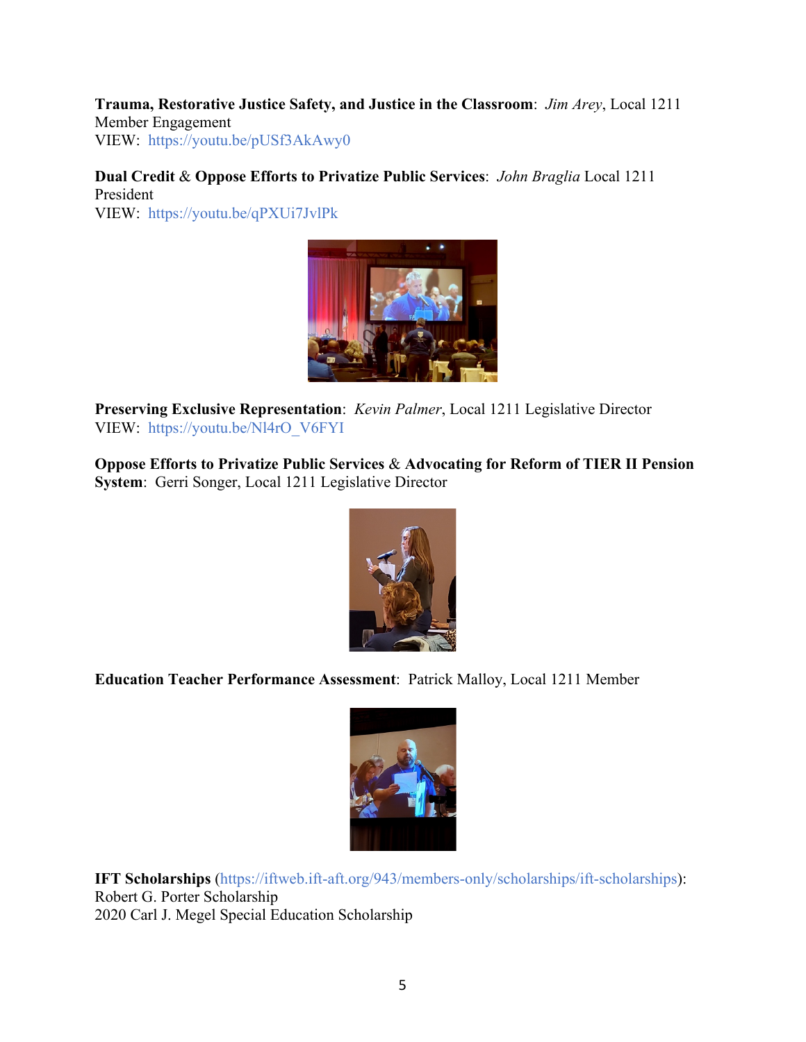**Trauma, Restorative Justice Safety, and Justice in the Classroom**: *Jim Arey*, Local 1211 Member Engagement
VIEW: https://youtu.be/pUSf3AkAwy0

**Dual Credit & Oppose Efforts to Privatize Public Services**: *John Braglia* Local 1211 President
VIEW: https://youtu.be/qPXUi7JvlPk

**Preserving Exclusive Representation**: *Kevin Palmer*, Local 1211 Legislative Director
VIEW: https://youtu.be/Nl4rO_V6FYI

**Oppose Efforts to Privatize Public Services & Advocating for Reform of TIER II Pension System**: Gerri Songer, Local 1211 Legislative Director

**Education Teacher Performance Assessment**: Patrick Malloy, Local 1211 Member

**IFT Scholarships** (https://iftweb.ift-aft.org/943/members-only/scholarships/ift-scholarships):
Robert G. Porter Scholarship
2020 Carl J. Megel Special Education Scholarship